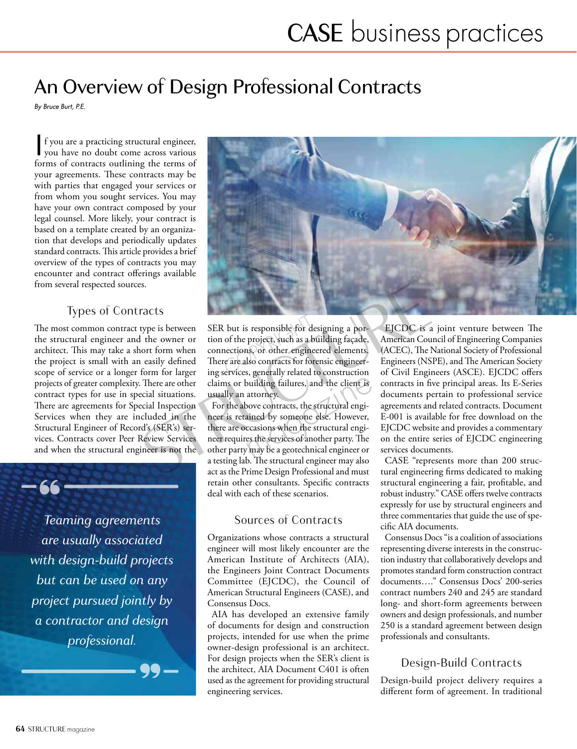# An Overview of Design Professional Contracts

*By Bruce Burt, P.E.*

If you are a practicing structural engineer, you have no doubt come across various forms of contracts outlining the terms of your agreements. These contracts may be with parties that engaged your services or from whom you sought services. You may have your own contract composed by your legal counsel. More likely, your contract is based on a template created by an organization that develops and periodically updates standard contracts. This article provides a brief overview of the types of contracts you may encounter and contract offerings available from several respected sources.

## Types of Contracts

The most common contract type is between the structural engineer and the owner or architect. This may take a short form when the project is small with an easily defined scope of service or a longer form for larger projects of greater complexity. There are other contract types for use in special situations. There are agreements for Special Inspection Services when they are included in the Structural Engineer of Record's (SER's) services. Contracts cover Peer Review Services and when the structural engineer is not the SER but is responsible for designing a portion of the project, such as a building façade, connections, or other engineered elements. There are also contracts for forensic engineering services, generally related to construction claims or building failures, and the client is usually an attorney.

For the above contracts, the structural engineer is retained by someone else. However, there are occasions when the structural engineer requires the services of another party. The other party may be a geotechnical engineer or a testing lab. The structural engineer may also act as the Prime Design Professional and must retain other consultants. Specific contracts deal with each of these scenarios.

> *Teaming agreements are usually associated with design-build projects but can be used on any project pursued jointly by a contractor and design professional.*

## Sources of Contracts

Organizations whose contracts a structural engineer will most likely encounter are the American Institute of Architects (AIA), the Engineers Joint Contract Documents Committee (EJCDC), the Council of American Structural Engineers (CASE), and Consensus Docs.

AIA has developed an extensive family of documents for design and construction projects, intended for use when the prime owner-design professional is an architect. For design projects when the SER's client is the architect, AIA Document C401 is often used as the agreement for providing structural engineering services.

EJCDC is a joint venture between The American Council of Engineering Companies (ACEC), The National Society of Professional Engineers (NSPE), and The American Society of Civil Engineers (ASCE). EJCDC offers contracts in five principal areas. Its E-Series documents pertain to professional service agreements and related contracts. Document E-001 is available for free download on the EJCDC website and provides a commentary on the entire series of EJCDC engineering services documents.

CASE "represents more than 200 structural engineering firms dedicated to making structural engineering a fair, profitable, and robust industry." CASE offers twelve contracts expressly for use by structural engineers and three commentaries that guide the use of specific AIA documents.

Consensus Docs "is a coalition of associations representing diverse interests in the construction industry that collaboratively develops and promotes standard form construction contract documents…." Consensus Docs' 200-series contract numbers 240 and 245 are standard long- and short-form agreements between owners and design professionals, and number 250 is a standard agreement between design professionals and consultants.

## Design-Build Contracts

Design-build project delivery requires a different form of agreement. In traditional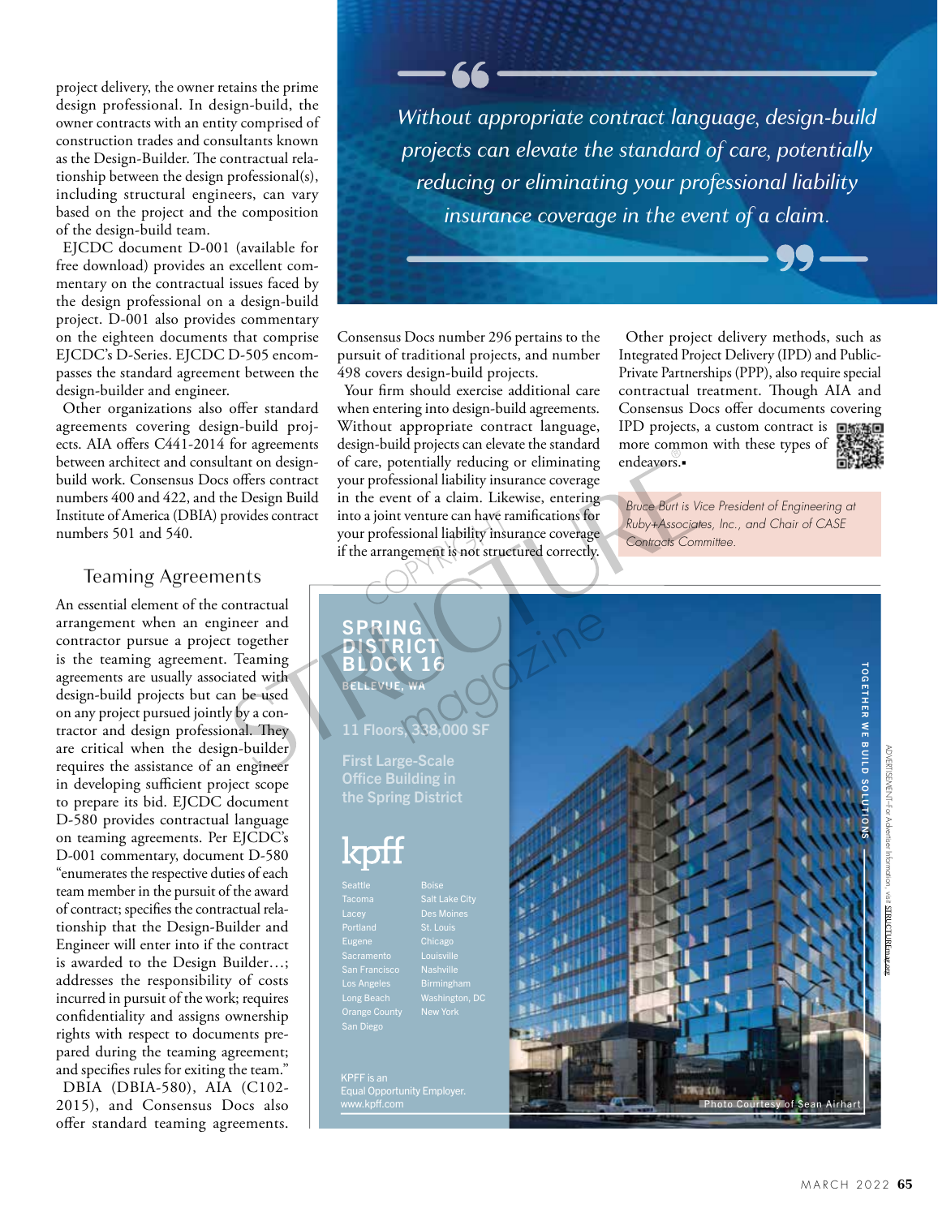project delivery, the owner retains the prime design professional. In design-build, the owner contracts with an entity comprised of construction trades and consultants known as the Design-Builder. The contractual relationship between the design professional(s), including structural engineers, can vary based on the project and the composition of the design-build team.

EJCDC document D-001 (available for free download) provides an excellent commentary on the contractual issues faced by the design professional on a design-build project. D-001 also provides commentary on the eighteen documents that comprise EJCDC's D-Series. EJCDC D-505 encompasses the standard agreement between the design-builder and engineer.

Other organizations also offer standard agreements covering design-build projects. AIA offers C441-2014 for agreements between architect and consultant on design-build work. Consensus Docs offers contract numbers 400 and 422, and the Design Build Institute of America (DBIA) provides contract numbers 501 and 540.

## Teaming Agreements

An essential element of the contractual arrangement when an engineer and contractor pursue a project together is the teaming agreement. Teaming agreements are usually associated with design-build projects but can be used on any project pursued jointly by a contractor and design professional. They are critical when the design-builder requires the assistance of an engineer in developing sufficient project scope to prepare its bid. EJCDC document D-580 provides contractual language on teaming agreements. Per EJCDC's D-001 commentary, document D-580 "enumerates the respective duties of each team member in the pursuit of the award of contract; specifies the contractual relationship that the Design-Builder and Engineer will enter into if the contract is awarded to the Design Builder…; addresses the responsibility of costs incurred in pursuit of the work; requires confidentiality and assigns ownership rights with respect to documents prepared during the teaming agreement; and specifies rules for exiting the team." DBIA (DBIA-580), AIA (C102-2015), and Consensus Docs also offer standard teaming agreements. Consensus Docs number 296 pertains to the pursuit of traditional projects, and number 498 covers design-build projects.

> *Without appropriate contract language, design-build projects can elevate the standard of care, potentially reducing or eliminating your professional liability insurance coverage in the event of a claim.*

Your firm should exercise additional care when entering into design-build agreements. Without appropriate contract language, design-build projects can elevate the standard of care, potentially reducing or eliminating your professional liability insurance coverage in the event of a claim. Likewise, entering into a joint venture can have ramifications for your professional liability insurance coverage if the arrangement is not structured correctly.

Other project delivery methods, such as Integrated Project Delivery (IPD) and Public-Private Partnerships (PPP), also require special contractual treatment. Though AIA and Consensus Docs offer documents covering IPD projects, a custom contract is more common with these types of endeavors.▪

*Bruce Burt is Vice President of Engineering at Ruby+Associates, Inc., and Chair of CASE Contracts Committee.*